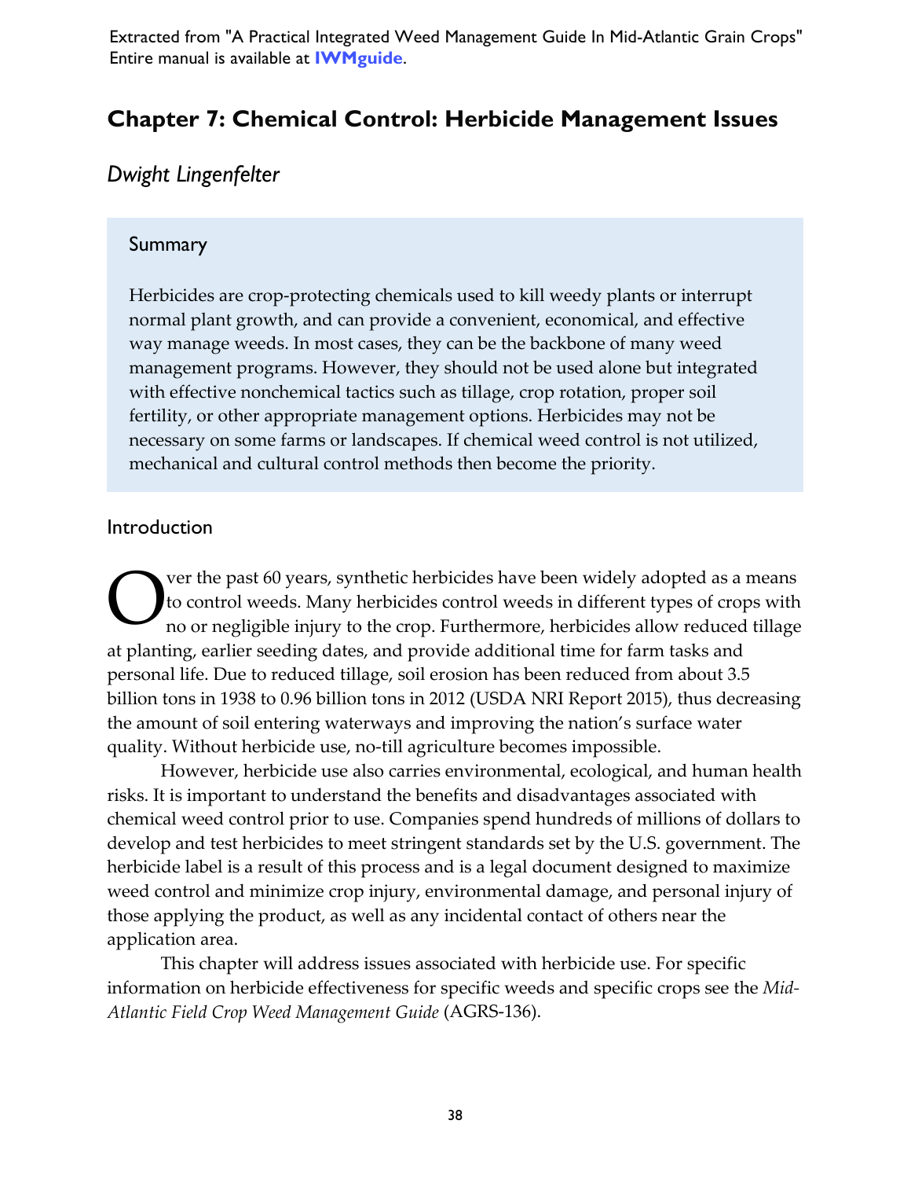Extracted from "A Practical Integrated Weed Management Guide In Mid-Atlantic Grain Crops"
Entire manual is available at **IWMguide**.

# Chapter 7: Chemical Control: Herbicide Management Issues

*Dwight Lingenfelter*

## Summary

Herbicides are crop-protecting chemicals used to kill weedy plants or interrupt normal plant growth, and can provide a convenient, economical, and effective way manage weeds. In most cases, they can be the backbone of many weed management programs. However, they should not be used alone but integrated with effective nonchemical tactics such as tillage, crop rotation, proper soil fertility, or other appropriate management options. Herbicides may not be necessary on some farms or landscapes. If chemical weed control is not utilized, mechanical and cultural control methods then become the priority.

## Introduction

Over the past 60 years, synthetic herbicides have been widely adopted as a means to control weeds. Many herbicides control weeds in different types of crops with no or negligible injury to the crop. Furthermore, herbicides allow reduced tillage at planting, earlier seeding dates, and provide additional time for farm tasks and personal life. Due to reduced tillage, soil erosion has been reduced from about 3.5 billion tons in 1938 to 0.96 billion tons in 2012 (USDA NRI Report 2015), thus decreasing the amount of soil entering waterways and improving the nation's surface water quality. Without herbicide use, no-till agriculture becomes impossible.

However, herbicide use also carries environmental, ecological, and human health risks. It is important to understand the benefits and disadvantages associated with chemical weed control prior to use. Companies spend hundreds of millions of dollars to develop and test herbicides to meet stringent standards set by the U.S. government. The herbicide label is a result of this process and is a legal document designed to maximize weed control and minimize crop injury, environmental damage, and personal injury of those applying the product, as well as any incidental contact of others near the application area.

This chapter will address issues associated with herbicide use. For specific information on herbicide effectiveness for specific weeds and specific crops see the *Mid-Atlantic Field Crop Weed Management Guide* (AGRS-136).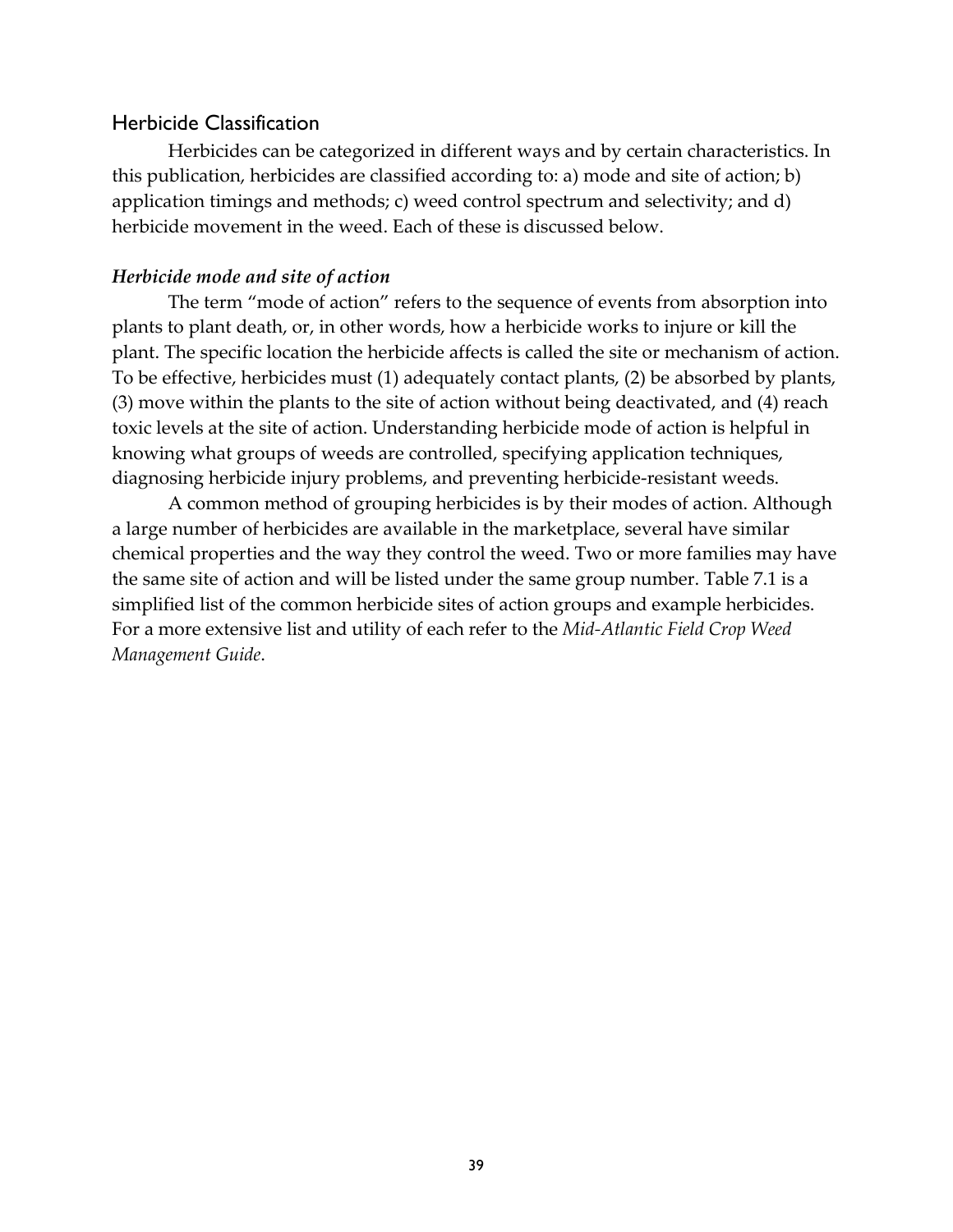## Herbicide Classification

Herbicides can be categorized in different ways and by certain characteristics. In this publication, herbicides are classified according to: a) mode and site of action; b) application timings and methods; c) weed control spectrum and selectivity; and d) herbicide movement in the weed. Each of these is discussed below.

### *Herbicide mode and site of action*

The term "mode of action" refers to the sequence of events from absorption into plants to plant death, or, in other words, how a herbicide works to injure or kill the plant. The specific location the herbicide affects is called the site or mechanism of action. To be effective, herbicides must (1) adequately contact plants, (2) be absorbed by plants, (3) move within the plants to the site of action without being deactivated, and (4) reach toxic levels at the site of action. Understanding herbicide mode of action is helpful in knowing what groups of weeds are controlled, specifying application techniques, diagnosing herbicide injury problems, and preventing herbicide-resistant weeds.

A common method of grouping herbicides is by their modes of action. Although a large number of herbicides are available in the marketplace, several have similar chemical properties and the way they control the weed. Two or more families may have the same site of action and will be listed under the same group number. Table 7.1 is a simplified list of the common herbicide sites of action groups and example herbicides. For a more extensive list and utility of each refer to the *Mid-Atlantic Field Crop Weed Management Guide*.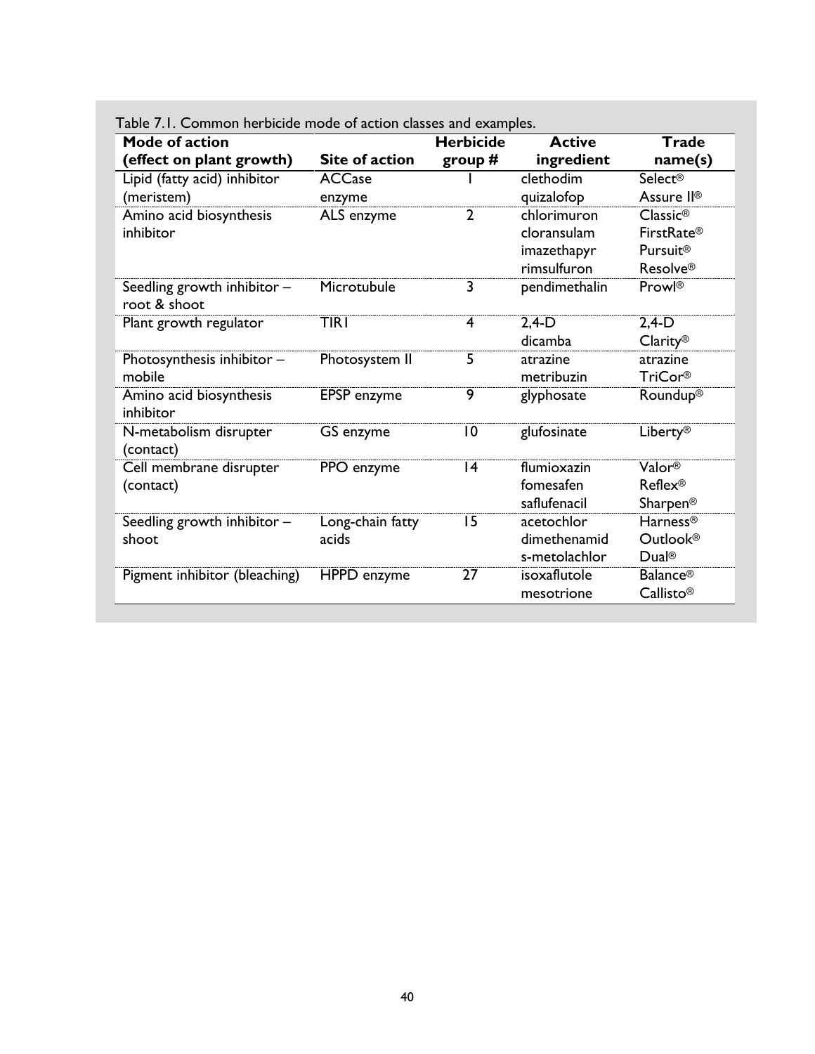Table 7.1. Common herbicide mode of action classes and examples.

| Mode of action (effect on plant growth) | Site of action | Herbicide group # | Active ingredient | Trade name(s) |
|---|---|---|---|---|
| Lipid (fatty acid) inhibitor (meristem) | ACCase enzyme | 1 | clethodim<br>quizalofop | Select®<br>Assure II® |
| Amino acid biosynthesis inhibitor | ALS enzyme | 2 | chlorimuron<br>cloransulam<br>imazethapyr<br>rimsulfuron | Classic®<br>FirstRate®<br>Pursuit®<br>Resolve® |
| Seedling growth inhibitor – root & shoot | Microtubule | 3 | pendimethalin | Prowl® |
| Plant growth regulator | TIR1 | 4 | 2,4-D<br>dicamba | 2,4-D<br>Clarity® |
| Photosynthesis inhibitor – mobile | Photosystem II | 5 | atrazine<br>metribuzin | atrazine<br>TriCor® |
| Amino acid biosynthesis inhibitor | EPSP enzyme | 9 | glyphosate | Roundup® |
| N-metabolism disrupter (contact) | GS enzyme | 10 | glufosinate | Liberty® |
| Cell membrane disrupter (contact) | PPO enzyme | 14 | flumioxazin<br>fomesafen<br>saflufenacil | Valor®<br>Reflex®<br>Sharpen® |
| Seedling growth inhibitor – shoot | Long-chain fatty acids | 15 | acetochlor<br>dimethenamid<br>s-metolachlor | Harness®<br>Outlook®<br>Dual® |
| Pigment inhibitor (bleaching) | HPPD enzyme | 27 | isoxaflutole<br>mesotrione | Balance®<br>Callisto® |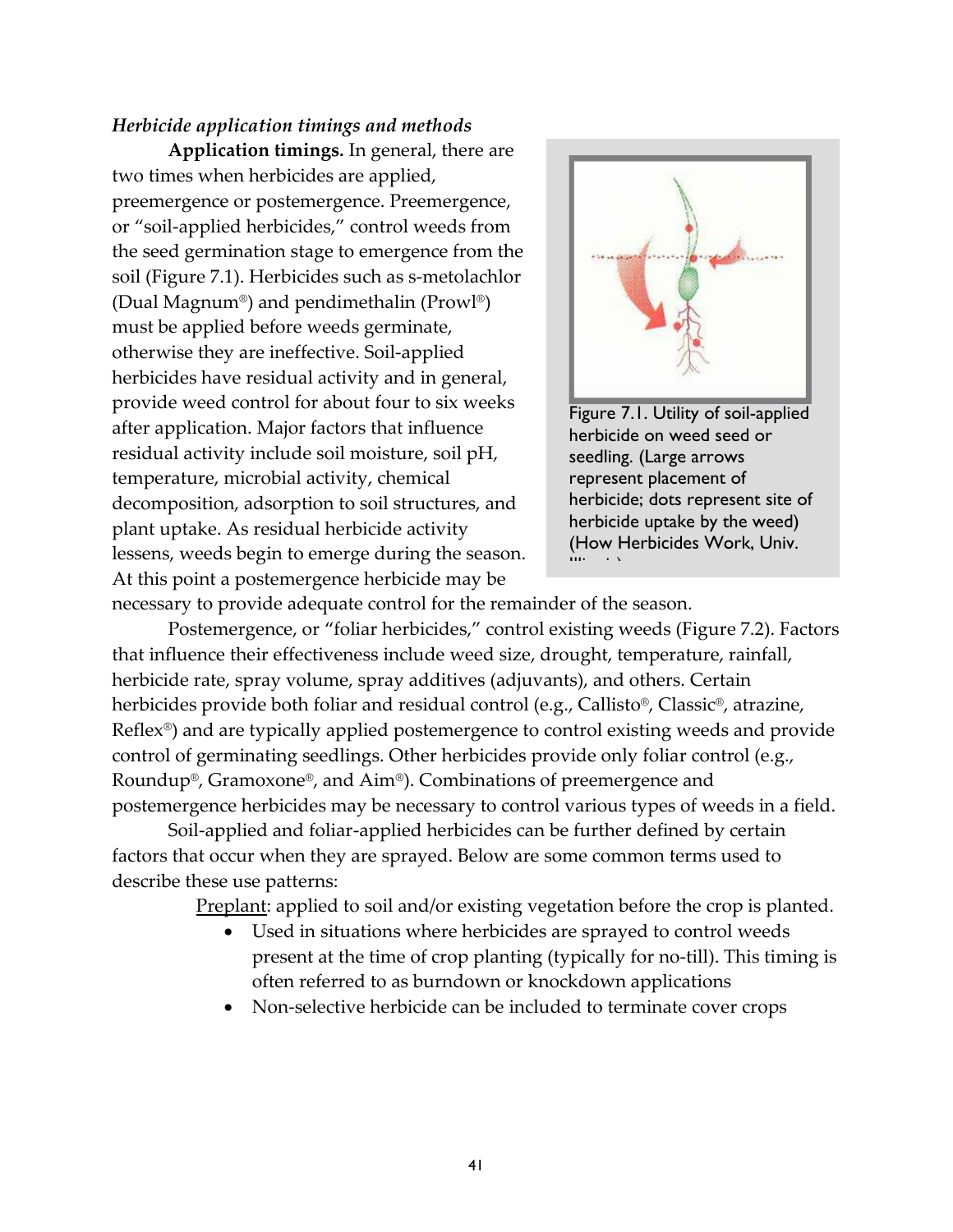*Herbicide application timings and methods*

**Application timings.** In general, there are two times when herbicides are applied, preemergence or postemergence. Preemergence, or "soil-applied herbicides," control weeds from the seed germination stage to emergence from the soil (Figure 7.1). Herbicides such as s-metolachlor (Dual Magnum®) and pendimethalin (Prowl®) must be applied before weeds germinate, otherwise they are ineffective. Soil-applied herbicides have residual activity and in general, provide weed control for about four to six weeks after application. Major factors that influence residual activity include soil moisture, soil pH, temperature, microbial activity, chemical decomposition, adsorption to soil structures, and plant uptake. As residual herbicide activity lessens, weeds begin to emerge during the season. At this point a postemergence herbicide may be necessary to provide adequate control for the remainder of the season.

Figure 7.1. Utility of soil-applied herbicide on weed seed or seedling. (Large arrows represent placement of herbicide; dots represent site of herbicide uptake by the weed) (How Herbicides Work, Univ. Illinois)

Postemergence, or "foliar herbicides," control existing weeds (Figure 7.2). Factors that influence their effectiveness include weed size, drought, temperature, rainfall, herbicide rate, spray volume, spray additives (adjuvants), and others. Certain herbicides provide both foliar and residual control (e.g., Callisto®, Classic®, atrazine, Reflex®) and are typically applied postemergence to control existing weeds and provide control of germinating seedlings. Other herbicides provide only foliar control (e.g., Roundup®, Gramoxone®, and Aim®). Combinations of preemergence and postemergence herbicides may be necessary to control various types of weeds in a field.

Soil-applied and foliar-applied herbicides can be further defined by certain factors that occur when they are sprayed. Below are some common terms used to describe these use patterns:

<u>Preplant</u>: applied to soil and/or existing vegetation before the crop is planted.

- Used in situations where herbicides are sprayed to control weeds present at the time of crop planting (typically for no-till). This timing is often referred to as burndown or knockdown applications
- Non-selective herbicide can be included to terminate cover crops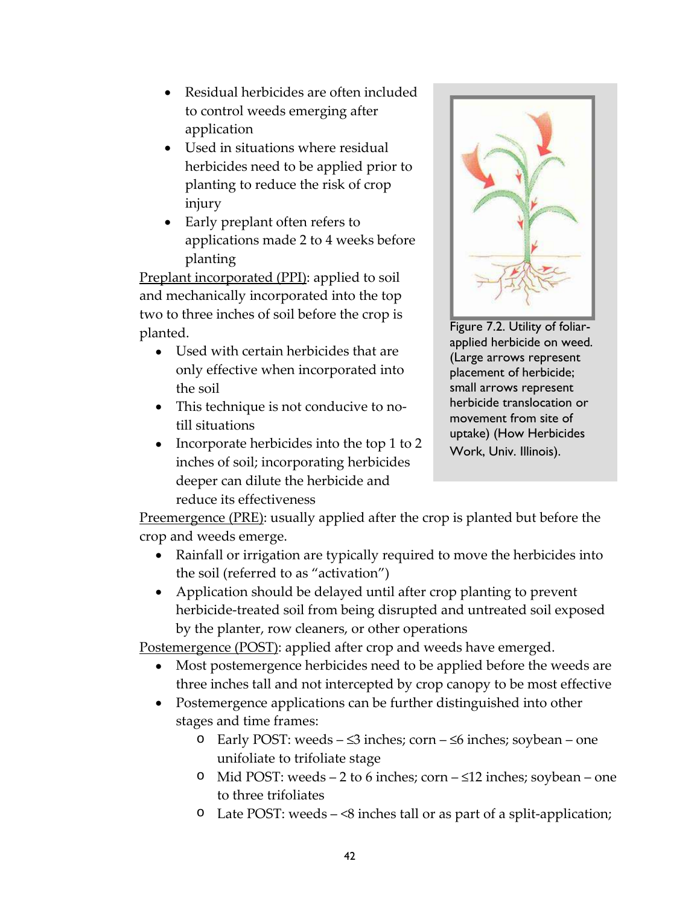- Residual herbicides are often included to control weeds emerging after application
- Used in situations where residual herbicides need to be applied prior to planting to reduce the risk of crop injury
- Early preplant often refers to applications made 2 to 4 weeks before planting

Preplant incorporated (PPI): applied to soil and mechanically incorporated into the top two to three inches of soil before the crop is planted.

- Used with certain herbicides that are only effective when incorporated into the soil
- This technique is not conducive to no-till situations
- Incorporate herbicides into the top 1 to 2 inches of soil; incorporating herbicides deeper can dilute the herbicide and reduce its effectiveness

Figure 7.2. Utility of foliar-applied herbicide on weed. (Large arrows represent placement of herbicide; small arrows represent herbicide translocation or movement from site of uptake) (How Herbicides Work, Univ. Illinois).

Preemergence (PRE): usually applied after the crop is planted but before the crop and weeds emerge.

- Rainfall or irrigation are typically required to move the herbicides into the soil (referred to as "activation")
- Application should be delayed until after crop planting to prevent herbicide-treated soil from being disrupted and untreated soil exposed by the planter, row cleaners, or other operations

Postemergence (POST): applied after crop and weeds have emerged.

- Most postemergence herbicides need to be applied before the weeds are three inches tall and not intercepted by crop canopy to be most effective
- Postemergence applications can be further distinguished into other stages and time frames:
  - Early POST: weeds – ≤3 inches; corn – ≤6 inches; soybean – one unifoliate to trifoliate stage
  - Mid POST: weeds – 2 to 6 inches; corn – ≤12 inches; soybean – one to three trifoliates
  - Late POST: weeds – <8 inches tall or as part of a split-application;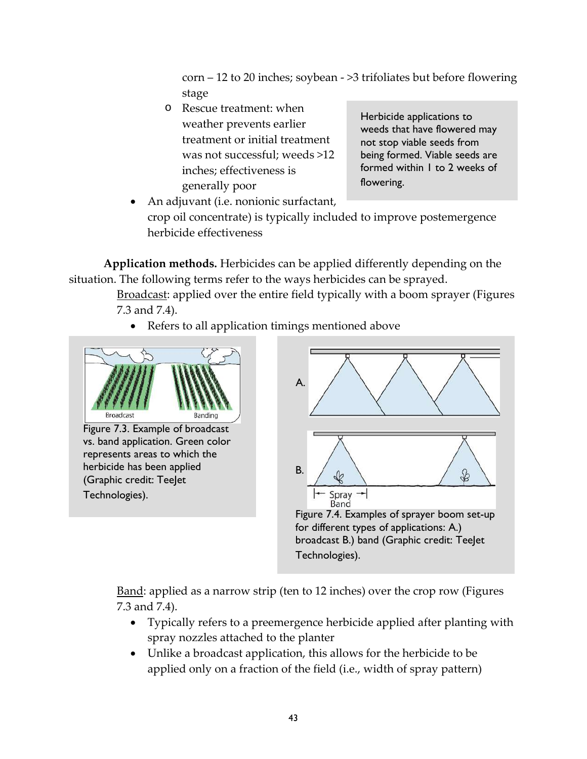corn – 12 to 20 inches; soybean - >3 trifoliates but before flowering stage
    - Rescue treatment: when weather prevents earlier treatment or initial treatment was not successful; weeds >12 inches; effectiveness is generally poor

> Herbicide applications to weeds that have flowered may not stop viable seeds from being formed. Viable seeds are formed within 1 to 2 weeks of flowering.

- An adjuvant (i.e. nonionic surfactant, crop oil concentrate) is typically included to improve postemergence herbicide effectiveness

**Application methods.** Herbicides can be applied differently depending on the situation. The following terms refer to the ways herbicides can be sprayed.

Broadcast: applied over the entire field typically with a boom sprayer (Figures 7.3 and 7.4).

- Refers to all application timings mentioned above

Figure 7.3. Example of broadcast vs. band application. Green color represents areas to which the herbicide has been applied (Graphic credit: TeeJet Technologies).

Figure 7.4. Examples of sprayer boom set-up for different types of applications: A.) broadcast B.) band (Graphic credit: TeeJet Technologies).

Band: applied as a narrow strip (ten to 12 inches) over the crop row (Figures 7.3 and 7.4).

- Typically refers to a preemergence herbicide applied after planting with spray nozzles attached to the planter
- Unlike a broadcast application, this allows for the herbicide to be applied only on a fraction of the field (i.e., width of spray pattern)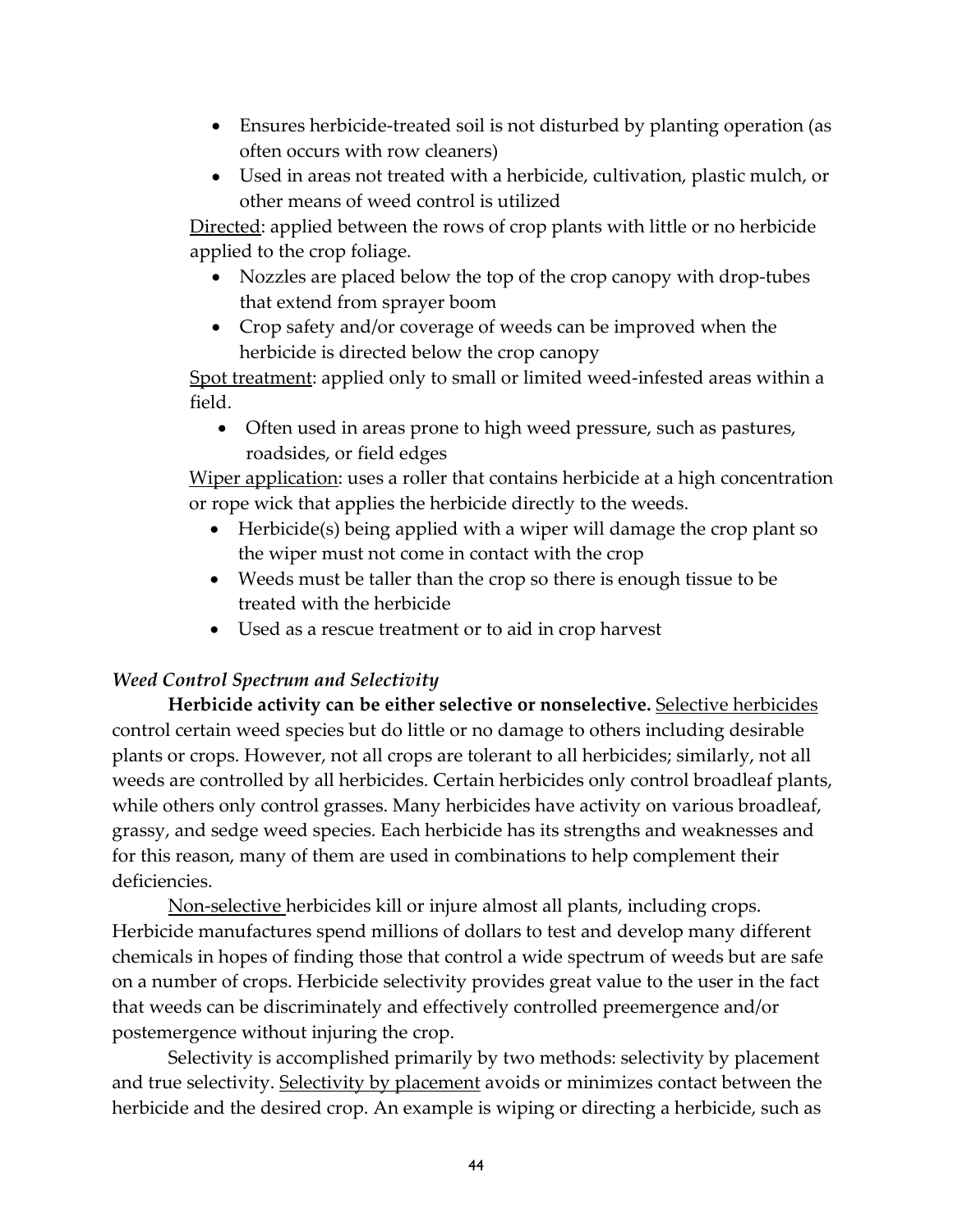- Ensures herbicide-treated soil is not disturbed by planting operation (as often occurs with row cleaners)
- Used in areas not treated with a herbicide, cultivation, plastic mulch, or other means of weed control is utilized

Directed: applied between the rows of crop plants with little or no herbicide applied to the crop foliage.

- Nozzles are placed below the top of the crop canopy with drop-tubes that extend from sprayer boom
- Crop safety and/or coverage of weeds can be improved when the herbicide is directed below the crop canopy

Spot treatment: applied only to small or limited weed-infested areas within a field.

- Often used in areas prone to high weed pressure, such as pastures, roadsides, or field edges

Wiper application: uses a roller that contains herbicide at a high concentration or rope wick that applies the herbicide directly to the weeds.

- Herbicide(s) being applied with a wiper will damage the crop plant so the wiper must not come in contact with the crop
- Weeds must be taller than the crop so there is enough tissue to be treated with the herbicide
- Used as a rescue treatment or to aid in crop harvest

### *Weed Control Spectrum and Selectivity*

**Herbicide activity can be either selective or nonselective.** Selective herbicides control certain weed species but do little or no damage to others including desirable plants or crops. However, not all crops are tolerant to all herbicides; similarly, not all weeds are controlled by all herbicides. Certain herbicides only control broadleaf plants, while others only control grasses. Many herbicides have activity on various broadleaf, grassy, and sedge weed species. Each herbicide has its strengths and weaknesses and for this reason, many of them are used in combinations to help complement their deficiencies.

Non-selective herbicides kill or injure almost all plants, including crops. Herbicide manufactures spend millions of dollars to test and develop many different chemicals in hopes of finding those that control a wide spectrum of weeds but are safe on a number of crops. Herbicide selectivity provides great value to the user in the fact that weeds can be discriminately and effectively controlled preemergence and/or postemergence without injuring the crop.

Selectivity is accomplished primarily by two methods: selectivity by placement and true selectivity. Selectivity by placement avoids or minimizes contact between the herbicide and the desired crop. An example is wiping or directing a herbicide, such as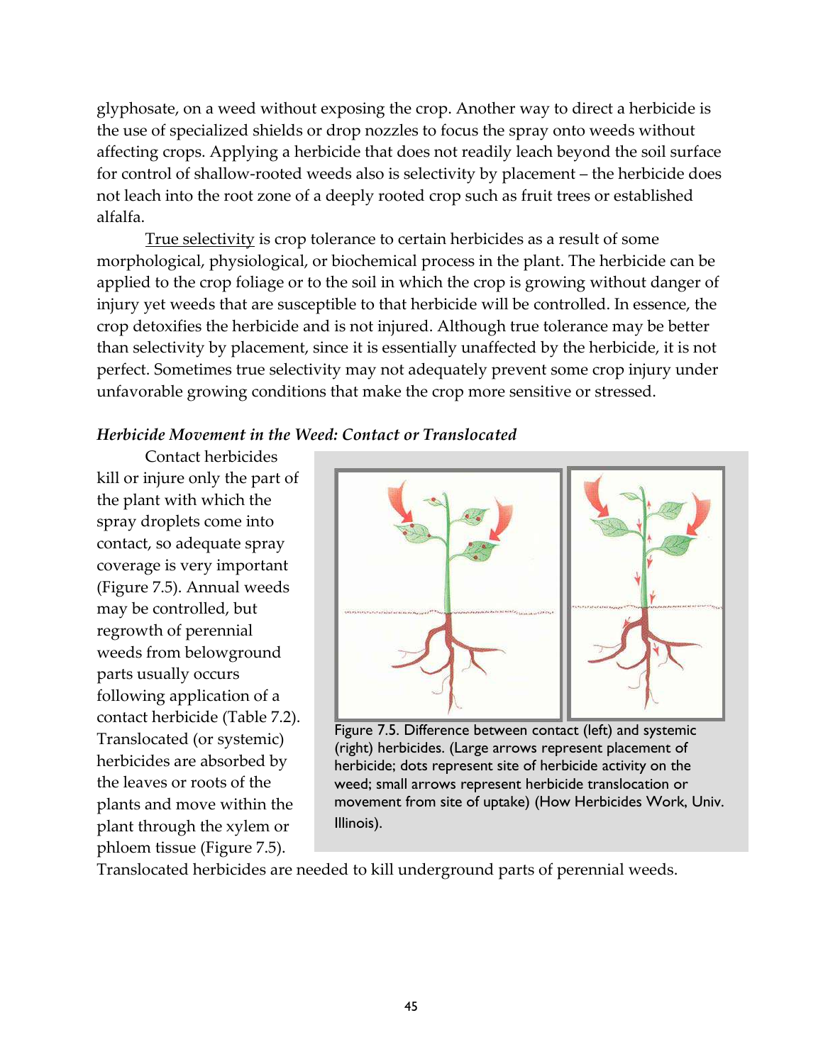glyphosate, on a weed without exposing the crop. Another way to direct a herbicide is the use of specialized shields or drop nozzles to focus the spray onto weeds without affecting crops. Applying a herbicide that does not readily leach beyond the soil surface for control of shallow-rooted weeds also is selectivity by placement – the herbicide does not leach into the root zone of a deeply rooted crop such as fruit trees or established alfalfa.

True selectivity is crop tolerance to certain herbicides as a result of some morphological, physiological, or biochemical process in the plant. The herbicide can be applied to the crop foliage or to the soil in which the crop is growing without danger of injury yet weeds that are susceptible to that herbicide will be controlled. In essence, the crop detoxifies the herbicide and is not injured. Although true tolerance may be better than selectivity by placement, since it is essentially unaffected by the herbicide, it is not perfect. Sometimes true selectivity may not adequately prevent some crop injury under unfavorable growing conditions that make the crop more sensitive or stressed.

### *Herbicide Movement in the Weed: Contact or Translocated*

Contact herbicides kill or injure only the part of the plant with which the spray droplets come into contact, so adequate spray coverage is very important (Figure 7.5). Annual weeds may be controlled, but regrowth of perennial weeds from belowground parts usually occurs following application of a contact herbicide (Table 7.2). Translocated (or systemic) herbicides are absorbed by the leaves or roots of the plants and move within the plant through the xylem or phloem tissue (Figure 7.5). Translocated herbicides are needed to kill underground parts of perennial weeds.

Figure 7.5. Difference between contact (left) and systemic (right) herbicides. (Large arrows represent placement of herbicide; dots represent site of herbicide activity on the weed; small arrows represent herbicide translocation or movement from site of uptake) (How Herbicides Work, Univ. Illinois).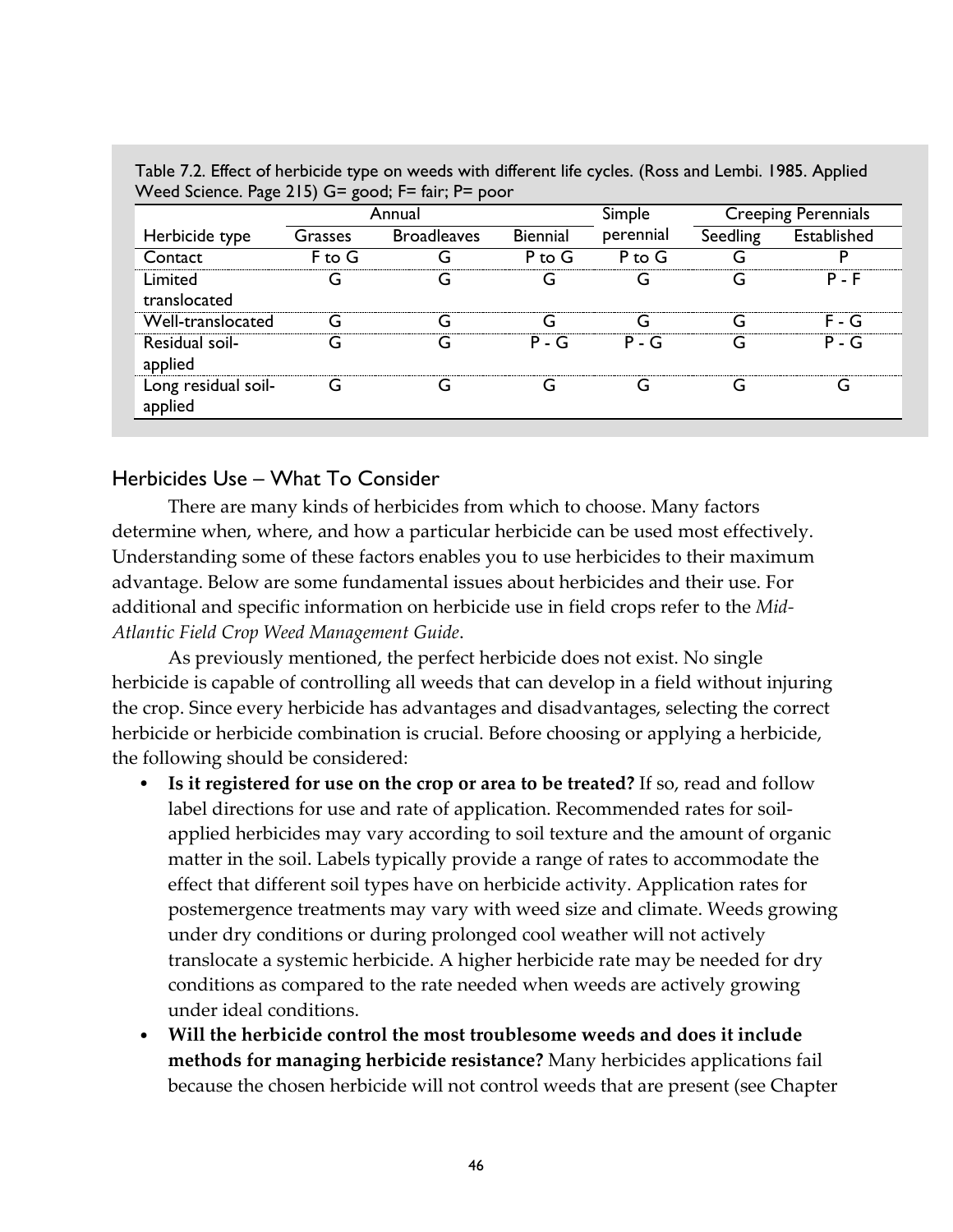Table 7.2. Effect of herbicide type on weeds with different life cycles. (Ross and Lembi. 1985. Applied Weed Science. Page 215) G= good; F= fair; P= poor

| | Annual | | | Simple | Creeping Perennials | |
|---|---|---|---|---|---|---|
| Herbicide type | Grasses | Broadleaves | Biennial | perennial | Seedling | Established |
| Contact | F to G | G | P to G | P to G | G | P |
| Limited translocated | G | G | G | G | G | P - F |
| Well-translocated | G | G | G | G | G | F - G |
| Residual soil-applied | G | G | P - G | P - G | G | P - G |
| Long residual soil-applied | G | G | G | G | G | G |

## Herbicides Use – What To Consider

There are many kinds of herbicides from which to choose. Many factors determine when, where, and how a particular herbicide can be used most effectively. Understanding some of these factors enables you to use herbicides to their maximum advantage. Below are some fundamental issues about herbicides and their use. For additional and specific information on herbicide use in field crops refer to the *Mid-Atlantic Field Crop Weed Management Guide*.

As previously mentioned, the perfect herbicide does not exist. No single herbicide is capable of controlling all weeds that can develop in a field without injuring the crop. Since every herbicide has advantages and disadvantages, selecting the correct herbicide or herbicide combination is crucial. Before choosing or applying a herbicide, the following should be considered:

- **Is it registered for use on the crop or area to be treated?** If so, read and follow label directions for use and rate of application. Recommended rates for soil-applied herbicides may vary according to soil texture and the amount of organic matter in the soil. Labels typically provide a range of rates to accommodate the effect that different soil types have on herbicide activity. Application rates for postemergence treatments may vary with weed size and climate. Weeds growing under dry conditions or during prolonged cool weather will not actively translocate a systemic herbicide. A higher herbicide rate may be needed for dry conditions as compared to the rate needed when weeds are actively growing under ideal conditions.
- **Will the herbicide control the most troublesome weeds and does it include methods for managing herbicide resistance?** Many herbicides applications fail because the chosen herbicide will not control weeds that are present (see Chapter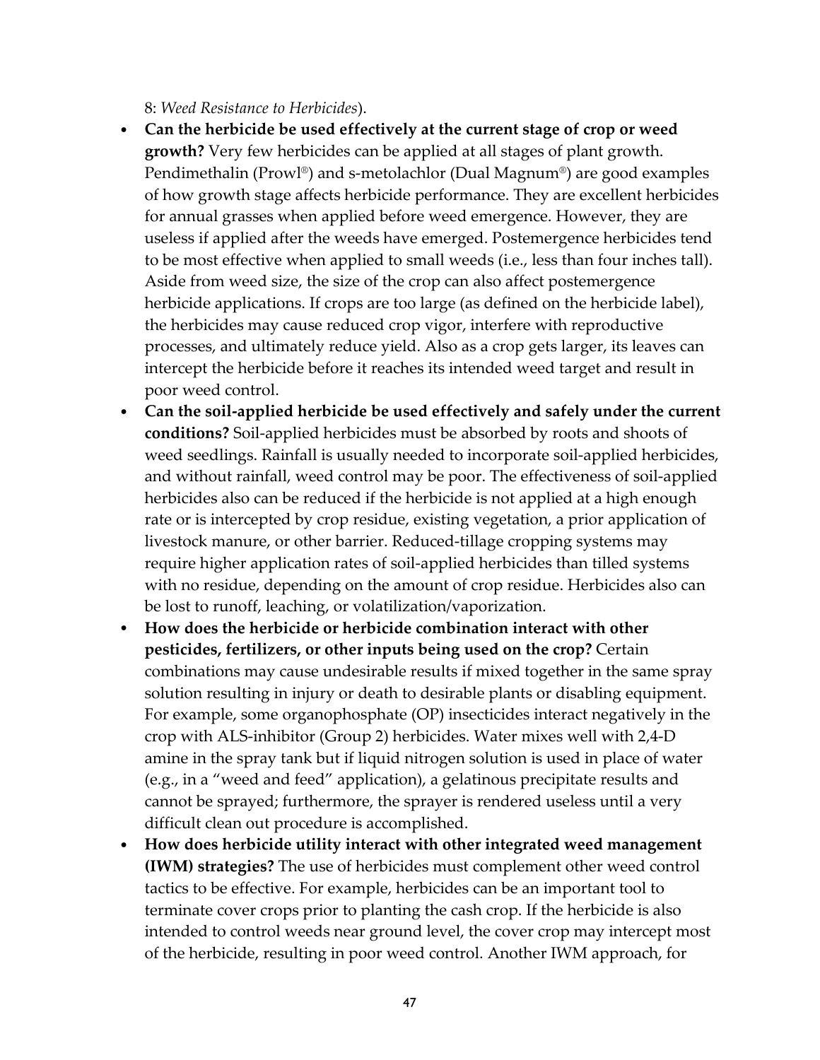8: *Weed Resistance to Herbicides*).

- **Can the herbicide be used effectively at the current stage of crop or weed growth?** Very few herbicides can be applied at all stages of plant growth. Pendimethalin (Prowl®) and s-metolachlor (Dual Magnum®) are good examples of how growth stage affects herbicide performance. They are excellent herbicides for annual grasses when applied before weed emergence. However, they are useless if applied after the weeds have emerged. Postemergence herbicides tend to be most effective when applied to small weeds (i.e., less than four inches tall). Aside from weed size, the size of the crop can also affect postemergence herbicide applications. If crops are too large (as defined on the herbicide label), the herbicides may cause reduced crop vigor, interfere with reproductive processes, and ultimately reduce yield. Also as a crop gets larger, its leaves can intercept the herbicide before it reaches its intended weed target and result in poor weed control.
- **Can the soil-applied herbicide be used effectively and safely under the current conditions?** Soil-applied herbicides must be absorbed by roots and shoots of weed seedlings. Rainfall is usually needed to incorporate soil-applied herbicides, and without rainfall, weed control may be poor. The effectiveness of soil-applied herbicides also can be reduced if the herbicide is not applied at a high enough rate or is intercepted by crop residue, existing vegetation, a prior application of livestock manure, or other barrier. Reduced-tillage cropping systems may require higher application rates of soil-applied herbicides than tilled systems with no residue, depending on the amount of crop residue. Herbicides also can be lost to runoff, leaching, or volatilization/vaporization.
- **How does the herbicide or herbicide combination interact with other pesticides, fertilizers, or other inputs being used on the crop?** Certain combinations may cause undesirable results if mixed together in the same spray solution resulting in injury or death to desirable plants or disabling equipment. For example, some organophosphate (OP) insecticides interact negatively in the crop with ALS-inhibitor (Group 2) herbicides. Water mixes well with 2,4-D amine in the spray tank but if liquid nitrogen solution is used in place of water (e.g., in a "weed and feed" application), a gelatinous precipitate results and cannot be sprayed; furthermore, the sprayer is rendered useless until a very difficult clean out procedure is accomplished.
- **How does herbicide utility interact with other integrated weed management (IWM) strategies?** The use of herbicides must complement other weed control tactics to be effective. For example, herbicides can be an important tool to terminate cover crops prior to planting the cash crop. If the herbicide is also intended to control weeds near ground level, the cover crop may intercept most of the herbicide, resulting in poor weed control. Another IWM approach, for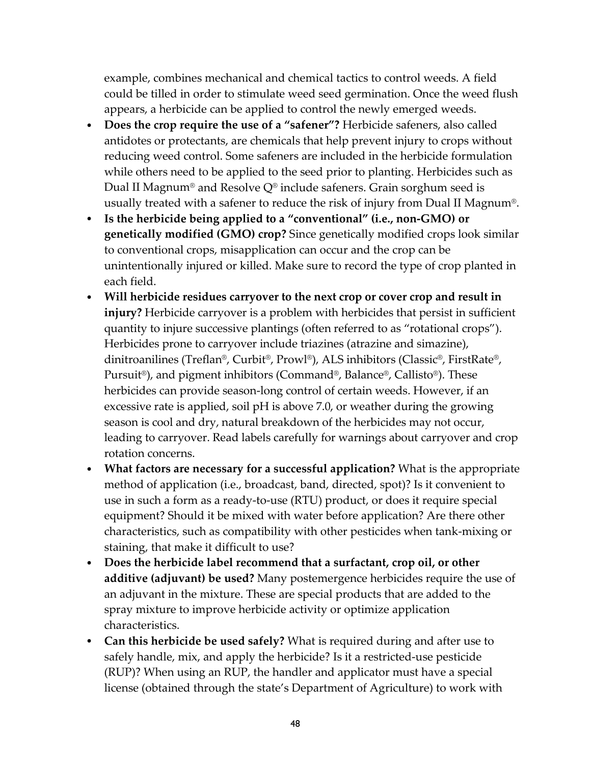example, combines mechanical and chemical tactics to control weeds. A field could be tilled in order to stimulate weed seed germination. Once the weed flush appears, a herbicide can be applied to control the newly emerged weeds.

- **Does the crop require the use of a "safener"?** Herbicide safeners, also called antidotes or protectants, are chemicals that help prevent injury to crops without reducing weed control. Some safeners are included in the herbicide formulation while others need to be applied to the seed prior to planting. Herbicides such as Dual II Magnum® and Resolve Q® include safeners. Grain sorghum seed is usually treated with a safener to reduce the risk of injury from Dual II Magnum®.
- **Is the herbicide being applied to a "conventional" (i.e., non-GMO) or genetically modified (GMO) crop?** Since genetically modified crops look similar to conventional crops, misapplication can occur and the crop can be unintentionally injured or killed. Make sure to record the type of crop planted in each field.
- **Will herbicide residues carryover to the next crop or cover crop and result in injury?** Herbicide carryover is a problem with herbicides that persist in sufficient quantity to injure successive plantings (often referred to as "rotational crops"). Herbicides prone to carryover include triazines (atrazine and simazine), dinitroanilines (Treflan®, Curbit®, Prowl®), ALS inhibitors (Classic®, FirstRate®, Pursuit®), and pigment inhibitors (Command®, Balance®, Callisto®). These herbicides can provide season-long control of certain weeds. However, if an excessive rate is applied, soil pH is above 7.0, or weather during the growing season is cool and dry, natural breakdown of the herbicides may not occur, leading to carryover. Read labels carefully for warnings about carryover and crop rotation concerns.
- **What factors are necessary for a successful application?** What is the appropriate method of application (i.e., broadcast, band, directed, spot)? Is it convenient to use in such a form as a ready-to-use (RTU) product, or does it require special equipment? Should it be mixed with water before application? Are there other characteristics, such as compatibility with other pesticides when tank-mixing or staining, that make it difficult to use?
- **Does the herbicide label recommend that a surfactant, crop oil, or other additive (adjuvant) be used?** Many postemergence herbicides require the use of an adjuvant in the mixture. These are special products that are added to the spray mixture to improve herbicide activity or optimize application characteristics.
- **Can this herbicide be used safely?** What is required during and after use to safely handle, mix, and apply the herbicide? Is it a restricted-use pesticide (RUP)? When using an RUP, the handler and applicator must have a special license (obtained through the state's Department of Agriculture) to work with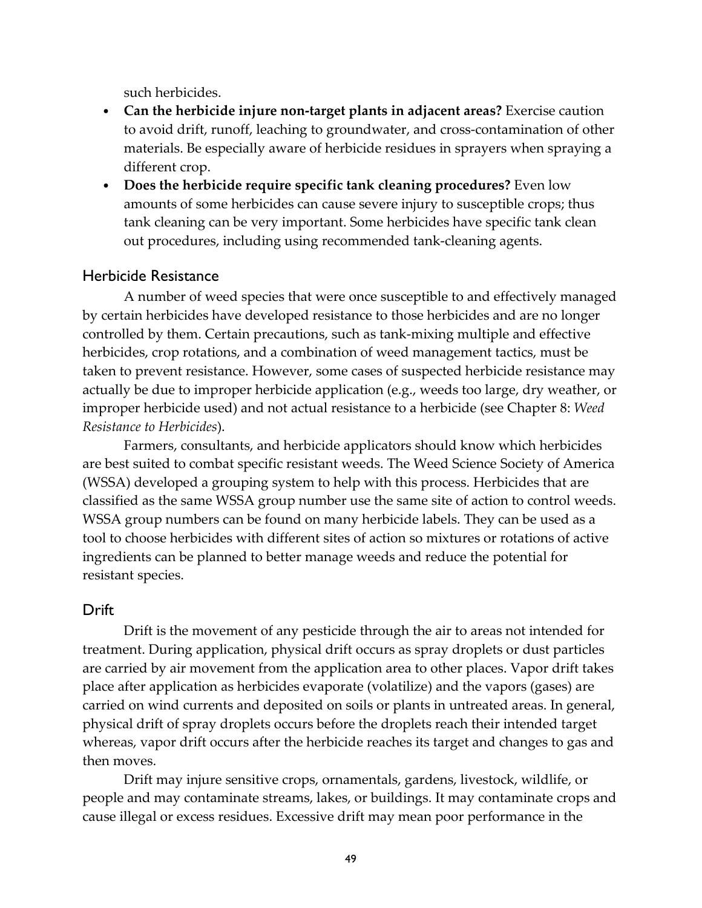such herbicides.

- **Can the herbicide injure non-target plants in adjacent areas?** Exercise caution to avoid drift, runoff, leaching to groundwater, and cross-contamination of other materials. Be especially aware of herbicide residues in sprayers when spraying a different crop.
- **Does the herbicide require specific tank cleaning procedures?** Even low amounts of some herbicides can cause severe injury to susceptible crops; thus tank cleaning can be very important. Some herbicides have specific tank clean out procedures, including using recommended tank-cleaning agents.

## Herbicide Resistance

A number of weed species that were once susceptible to and effectively managed by certain herbicides have developed resistance to those herbicides and are no longer controlled by them. Certain precautions, such as tank-mixing multiple and effective herbicides, crop rotations, and a combination of weed management tactics, must be taken to prevent resistance. However, some cases of suspected herbicide resistance may actually be due to improper herbicide application (e.g., weeds too large, dry weather, or improper herbicide used) and not actual resistance to a herbicide (see Chapter 8: *Weed Resistance to Herbicides*).

Farmers, consultants, and herbicide applicators should know which herbicides are best suited to combat specific resistant weeds. The Weed Science Society of America (WSSA) developed a grouping system to help with this process. Herbicides that are classified as the same WSSA group number use the same site of action to control weeds. WSSA group numbers can be found on many herbicide labels. They can be used as a tool to choose herbicides with different sites of action so mixtures or rotations of active ingredients can be planned to better manage weeds and reduce the potential for resistant species.

## Drift

Drift is the movement of any pesticide through the air to areas not intended for treatment. During application, physical drift occurs as spray droplets or dust particles are carried by air movement from the application area to other places. Vapor drift takes place after application as herbicides evaporate (volatilize) and the vapors (gases) are carried on wind currents and deposited on soils or plants in untreated areas. In general, physical drift of spray droplets occurs before the droplets reach their intended target whereas, vapor drift occurs after the herbicide reaches its target and changes to gas and then moves.

Drift may injure sensitive crops, ornamentals, gardens, livestock, wildlife, or people and may contaminate streams, lakes, or buildings. It may contaminate crops and cause illegal or excess residues. Excessive drift may mean poor performance in the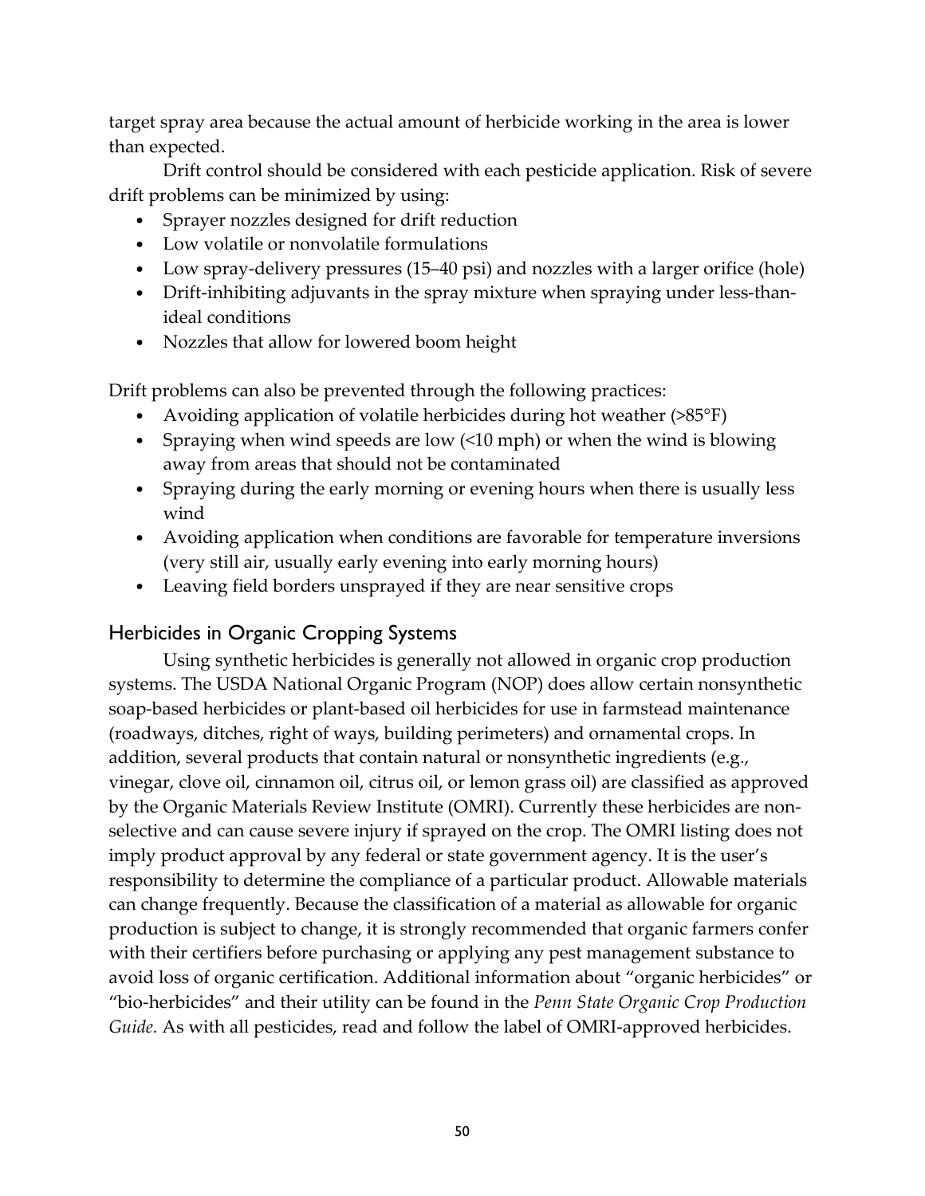target spray area because the actual amount of herbicide working in the area is lower than expected.

Drift control should be considered with each pesticide application. Risk of severe drift problems can be minimized by using:

- Sprayer nozzles designed for drift reduction
- Low volatile or nonvolatile formulations
- Low spray-delivery pressures (15–40 psi) and nozzles with a larger orifice (hole)
- Drift-inhibiting adjuvants in the spray mixture when spraying under less-than-ideal conditions
- Nozzles that allow for lowered boom height

Drift problems can also be prevented through the following practices:

- Avoiding application of volatile herbicides during hot weather (>85°F)
- Spraying when wind speeds are low (<10 mph) or when the wind is blowing away from areas that should not be contaminated
- Spraying during the early morning or evening hours when there is usually less wind
- Avoiding application when conditions are favorable for temperature inversions (very still air, usually early evening into early morning hours)
- Leaving field borders unsprayed if they are near sensitive crops

## Herbicides in Organic Cropping Systems

Using synthetic herbicides is generally not allowed in organic crop production systems. The USDA National Organic Program (NOP) does allow certain nonsynthetic soap-based herbicides or plant-based oil herbicides for use in farmstead maintenance (roadways, ditches, right of ways, building perimeters) and ornamental crops. In addition, several products that contain natural or nonsynthetic ingredients (e.g., vinegar, clove oil, cinnamon oil, citrus oil, or lemon grass oil) are classified as approved by the Organic Materials Review Institute (OMRI). Currently these herbicides are non-selective and can cause severe injury if sprayed on the crop. The OMRI listing does not imply product approval by any federal or state government agency. It is the user's responsibility to determine the compliance of a particular product. Allowable materials can change frequently. Because the classification of a material as allowable for organic production is subject to change, it is strongly recommended that organic farmers confer with their certifiers before purchasing or applying any pest management substance to avoid loss of organic certification. Additional information about "organic herbicides" or "bio-herbicides" and their utility can be found in the *Penn State Organic Crop Production Guide.* As with all pesticides, read and follow the label of OMRI-approved herbicides.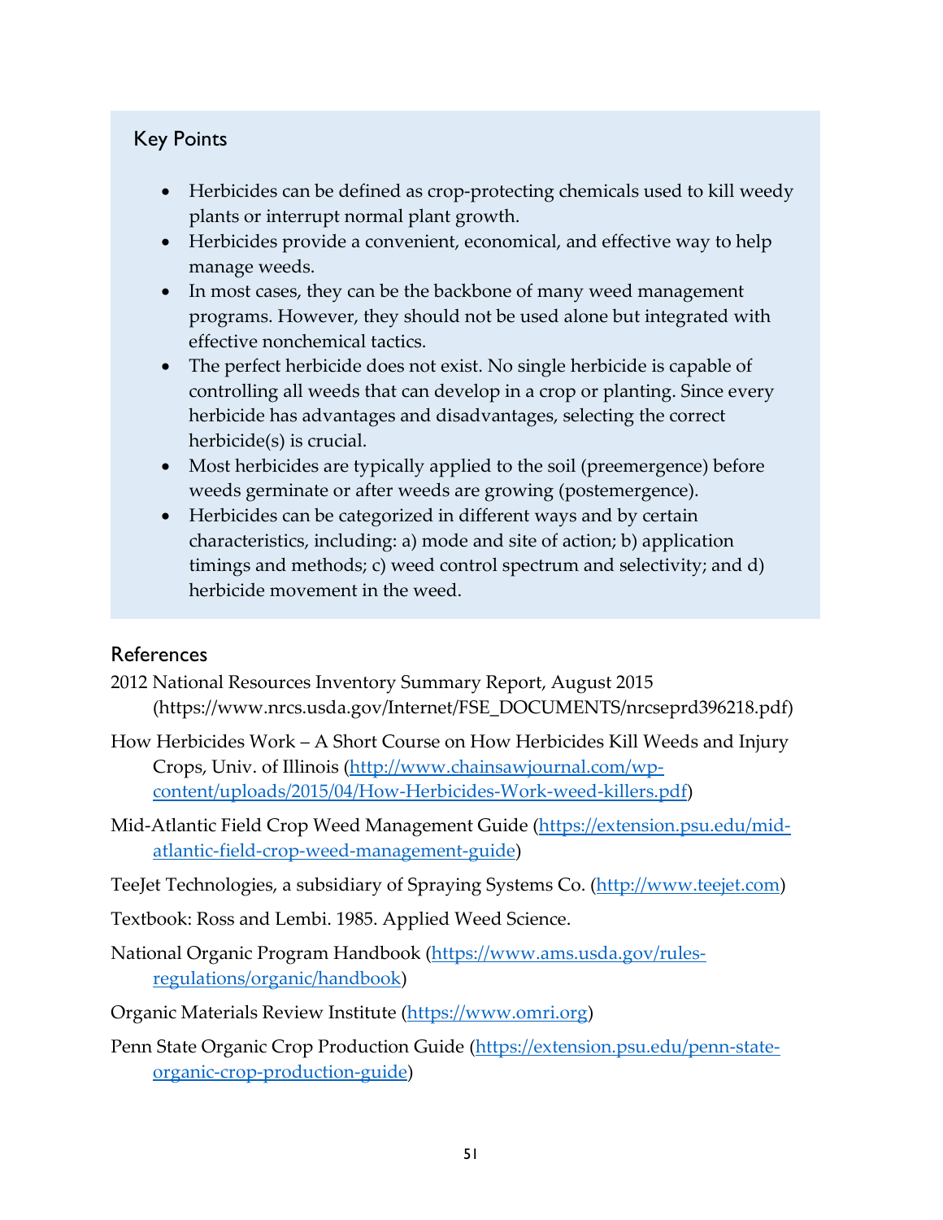## Key Points

- Herbicides can be defined as crop-protecting chemicals used to kill weedy plants or interrupt normal plant growth.
- Herbicides provide a convenient, economical, and effective way to help manage weeds.
- In most cases, they can be the backbone of many weed management programs. However, they should not be used alone but integrated with effective nonchemical tactics.
- The perfect herbicide does not exist. No single herbicide is capable of controlling all weeds that can develop in a crop or planting. Since every herbicide has advantages and disadvantages, selecting the correct herbicide(s) is crucial.
- Most herbicides are typically applied to the soil (preemergence) before weeds germinate or after weeds are growing (postemergence).
- Herbicides can be categorized in different ways and by certain characteristics, including: a) mode and site of action; b) application timings and methods; c) weed control spectrum and selectivity; and d) herbicide movement in the weed.

## References

2012 National Resources Inventory Summary Report, August 2015 (https://www.nrcs.usda.gov/Internet/FSE_DOCUMENTS/nrcseprd396218.pdf)

How Herbicides Work – A Short Course on How Herbicides Kill Weeds and Injury Crops, Univ. of Illinois (http://www.chainsawjournal.com/wp-content/uploads/2015/04/How-Herbicides-Work-weed-killers.pdf)

Mid-Atlantic Field Crop Weed Management Guide (https://extension.psu.edu/mid-atlantic-field-crop-weed-management-guide)

TeeJet Technologies, a subsidiary of Spraying Systems Co. (http://www.teejet.com)

Textbook: Ross and Lembi. 1985. Applied Weed Science.

National Organic Program Handbook (https://www.ams.usda.gov/rules-regulations/organic/handbook)

Organic Materials Review Institute (https://www.omri.org)

Penn State Organic Crop Production Guide (https://extension.psu.edu/penn-state-organic-crop-production-guide)